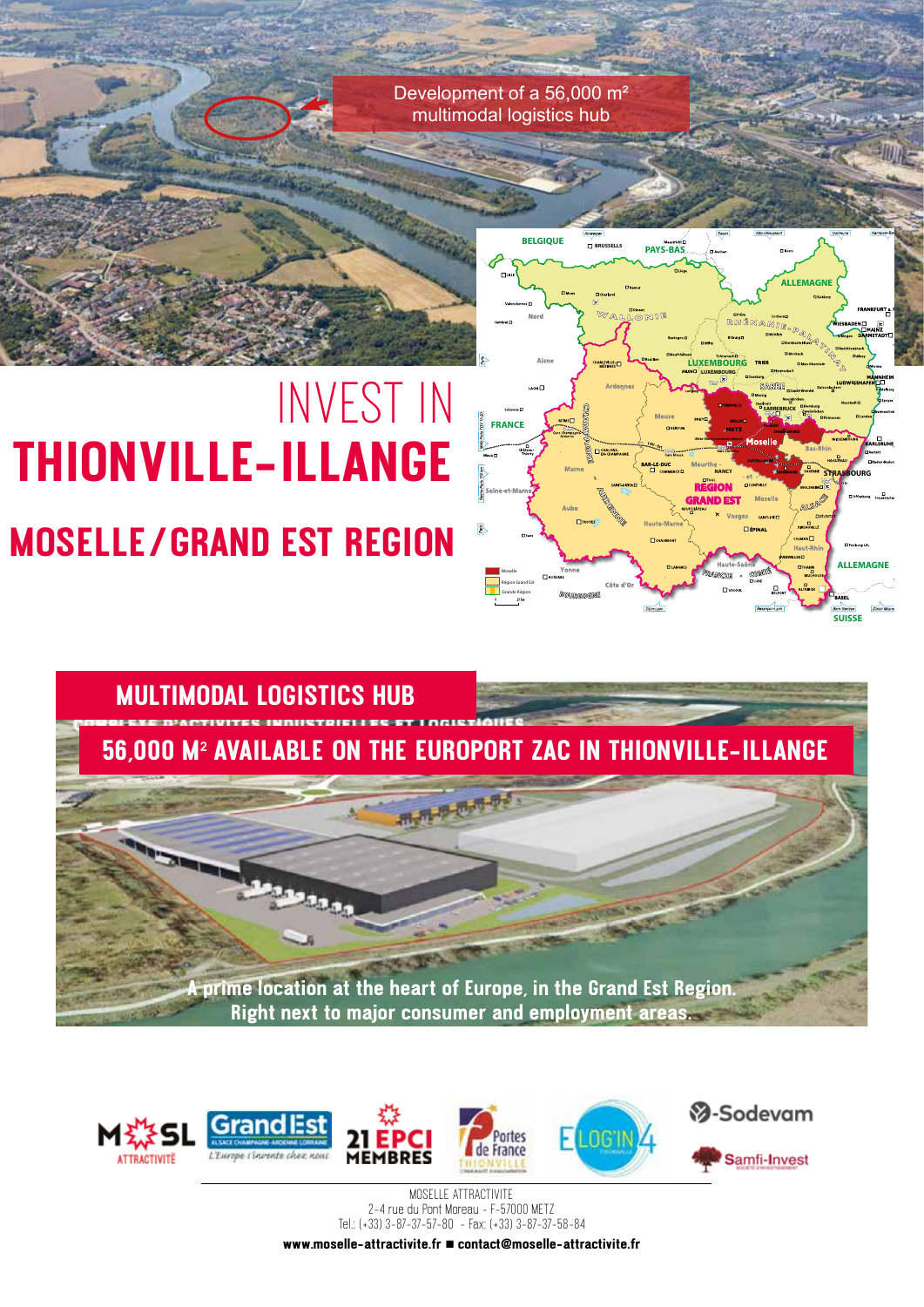Development of a 56,000 m² multimodal logistics hub

# INVEST IN THIONVILLE-ILLANGE

## MOSELLE / GRAND EST REGION

## MULTIMODAL LOGISTICS HUB

### 56,000 M² AVAILABLE ON THE EUROPORT ZAC IN THIONVILLE-ILLANGE

A prime location at the heart of Europe, in the Grand Est Region.
Right next to major consumer and employment areas.

MOSELLE ATTRACTIVITE
2-4 rue du Pont Moreau - F-57000 METZ
Tel.: (+33) 3-87-37-57-80 - Fax: (+33) 3-87-37-58-84

**www.moselle-attractivite.fr ■ contact@moselle-attractivite.fr**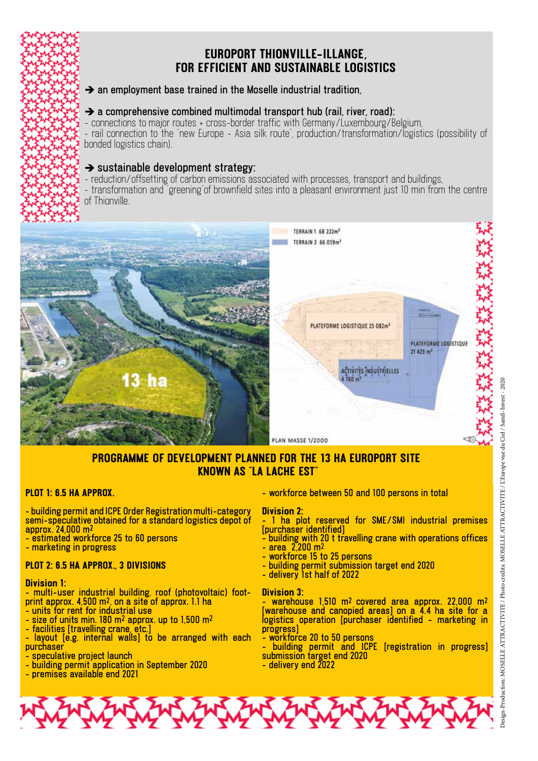# EUROPORT THIONVILLE-ILLANGE, FOR EFFICIENT AND SUSTAINABLE LOGISTICS

➔ an employment base trained in the Moselle industrial tradition,

➔ a comprehensive combined multimodal transport hub (rail, river, road):
- connections to major routes + cross-border traffic with Germany/Luxembourg/Belgium,
- rail connection to the "new Europe - Asia silk route", production/transformation/logistics (possibility of bonded logistics chain).

➔ sustainable development strategy:
- reduction/offsetting of carbon emissions associated with processes, transport and buildings,
- transformation and "greening" of brownfield sites into a pleasant environment just 10 min from the centre of Thionville.

13 ha

TERRAIN 1 68 222m²
TERRAIN 2 66 059m²
PLATEFORME LOGISTIQUE 25 082m²
PLATEFORME LOGISTIQUE 21 423 m²
ACTIVITES INDUSTRIELLES 4 780 m²
PLAN MASSE 1/2000

## PROGRAMME OF DEVELOPMENT PLANNED FOR THE 13 HA EUROPORT SITE KNOWN AS "LA LACHE EST"

### PLOT 1: 6.5 HA APPROX.

- building permit and ICPE Order Registration multi-category semi-speculative obtained for a standard logistics depot of approx. 24,000 m²
- estimated workforce 25 to 60 persons
- marketing in progress

### PLOT 2: 6.5 HA APPROX., 3 DIVISIONS

**Division 1:**
- multi-user industrial building, roof (photovoltaic) footprint approx. 4,500 m², on a site of approx. 1.1 ha
- units for rent for industrial use
- size of units min. 180 m² approx. up to 1,500 m²
- facilities [travelling crane, etc.]
- layout [e.g. internal walls] to be arranged with each purchaser
- speculative project launch
- building permit application in September 2020
- premises available end 2021
- workforce between 50 and 100 persons in total

**Division 2:**
- 1 ha plot reserved for SME/SMI industrial premises [purchaser identified]
- building with 20 t travelling crane with operations offices
- area 2,200 m²
- workforce 15 to 25 persons
- building permit submission target end 2020
- delivery 1st half of 2022

**Division 3:**
- warehouse 1,510 m² covered area approx. 22,000 m² [warehouse and canopied areas] on a 4.4 ha site for a logistics operation [purchaser identified - marketing in progress]
- workforce 20 to 50 persons
- building permit and ICPE [registration in progress] submission target end 2020
- delivery end 2022

Design-Production: MOSELLE ATTRACTIVITE / Photo credits: MOSELLE ATTRACTIVITE / L'Europe vue du Ciel / Samfi-Invest - 2020